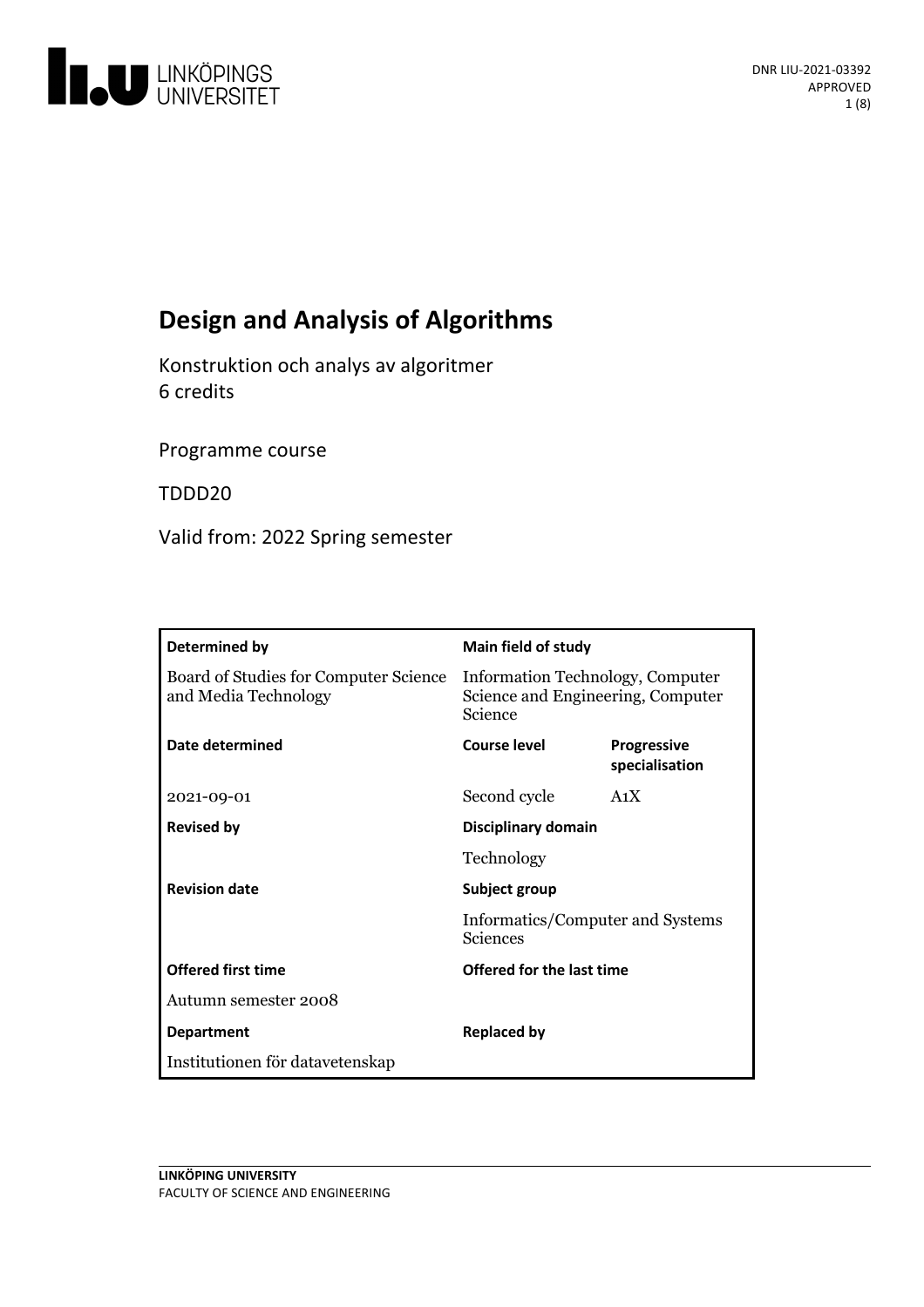# Design and Analysis of Algorithms

Konstruktion och analys av algoritmer
6 credits

Programme course

TDDD20

Valid from: 2022 Spring semester

| **Determined by** | **Main field of study** | |
|---|---|---|
| Board of Studies for Computer Science and Media Technology | Information Technology, Computer Science and Engineering, Computer Science | |
| **Date determined** | **Course level** | **Progressive specialisation** |
| 2021-09-01 | Second cycle | A1X |
| **Revised by** | **Disciplinary domain** | |
| | Technology | |
| **Revision date** | **Subject group** | |
| | Informatics/Computer and Systems Sciences | |
| **Offered first time** | **Offered for the last time** | |
| Autumn semester 2008 | | |
| **Department** | **Replaced by** | |
| Institutionen för datavetenskap | | |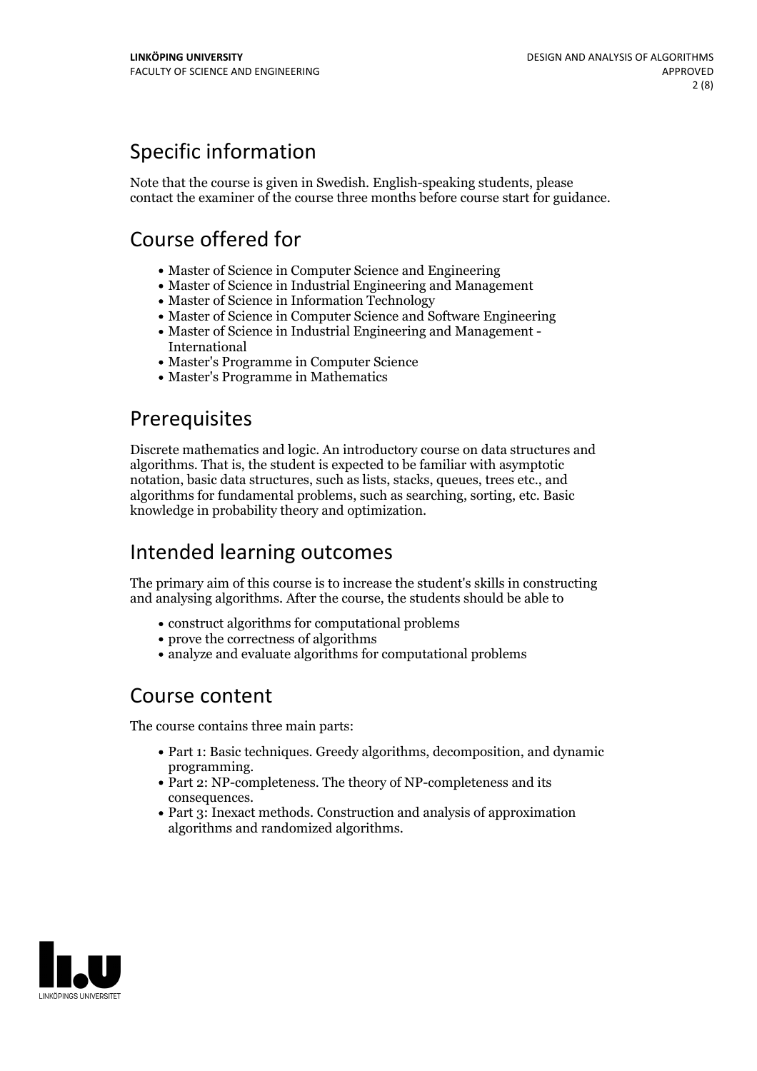## Specific information

Note that the course is given in Swedish. English-speaking students, please contact the examiner of the course three months before course start for guidance.

## Course offered for

- Master of Science in Computer Science and Engineering
- Master of Science in Industrial Engineering and Management
- Master of Science in Information Technology
- Master of Science in Computer Science and Software Engineering
- Master of Science in Industrial Engineering and Management - International
- Master's Programme in Computer Science
- Master's Programme in Mathematics

## Prerequisites

Discrete mathematics and logic. An introductory course on data structures and algorithms. That is, the student is expected to be familiar with asymptotic notation, basic data structures, such as lists, stacks, queues, trees etc., and algorithms for fundamental problems, such as searching, sorting, etc. Basic knowledge in probability theory and optimization.

## Intended learning outcomes

The primary aim of this course is to increase the student's skills in constructing and analysing algorithms. After the course, the students should be able to

- construct algorithms for computational problems
- prove the correctness of algorithms
- analyze and evaluate algorithms for computational problems

## Course content

The course contains three main parts:

- Part 1: Basic techniques. Greedy algorithms, decomposition, and dynamic programming.
- Part 2: NP-completeness. The theory of NP-completeness and its consequences.
- Part 3: Inexact methods. Construction and analysis of approximation algorithms and randomized algorithms.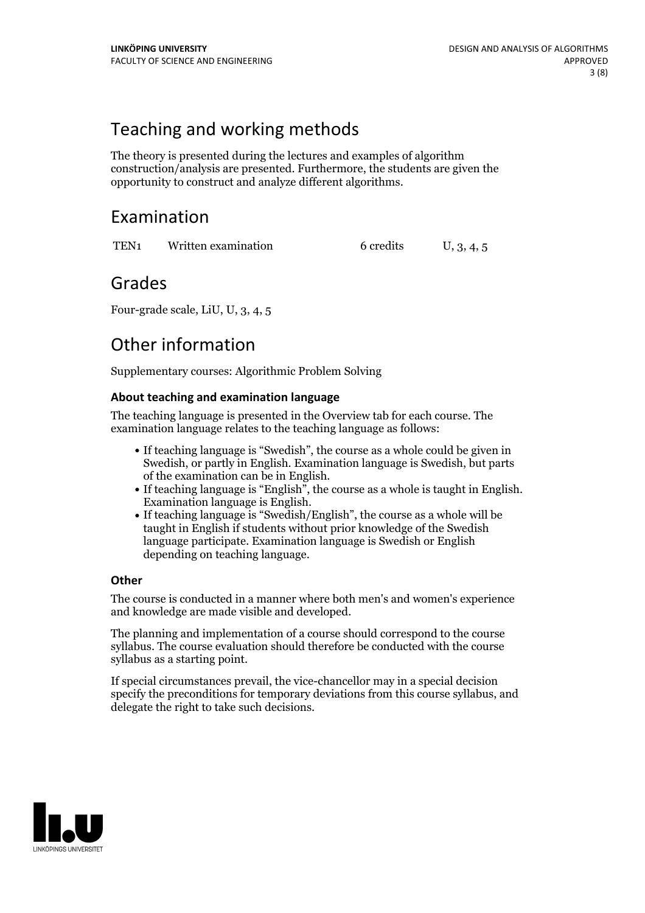# Teaching and working methods

The theory is presented during the lectures and examples of algorithm construction/analysis are presented. Furthermore, the students are given the opportunity to construct and analyze different algorithms.

# Examination

| | | | |
|---|---|---|---|
| TEN1 | Written examination | 6 credits | U, 3, 4, 5 |

# Grades

Four-grade scale, LiU, U, 3, 4, 5

# Other information

Supplementary courses: Algorithmic Problem Solving

### About teaching and examination language

The teaching language is presented in the Overview tab for each course. The examination language relates to the teaching language as follows:

- If teaching language is "Swedish", the course as a whole could be given in Swedish, or partly in English. Examination language is Swedish, but parts of the examination can be in English.
- If teaching language is "English", the course as a whole is taught in English. Examination language is English.
- If teaching language is "Swedish/English", the course as a whole will be taught in English if students without prior knowledge of the Swedish language participate. Examination language is Swedish or English depending on teaching language.

### Other

The course is conducted in a manner where both men's and women's experience and knowledge are made visible and developed.

The planning and implementation of a course should correspond to the course syllabus. The course evaluation should therefore be conducted with the course syllabus as a starting point.

If special circumstances prevail, the vice-chancellor may in a special decision specify the preconditions for temporary deviations from this course syllabus, and delegate the right to take such decisions.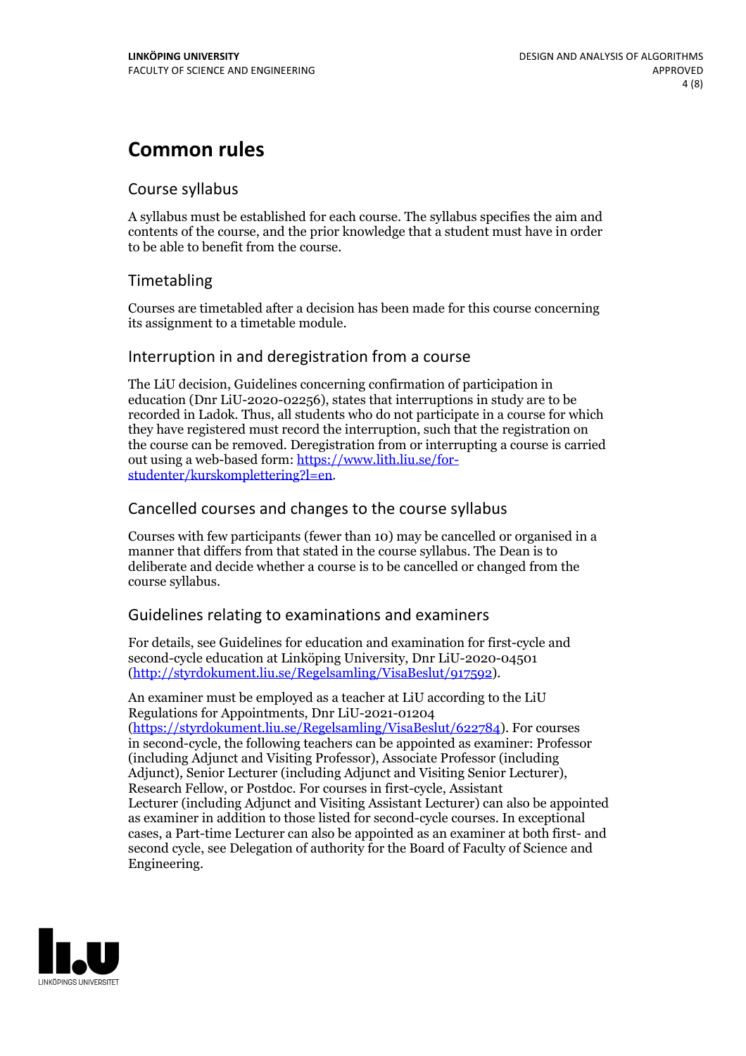# Common rules

## Course syllabus

A syllabus must be established for each course. The syllabus specifies the aim and contents of the course, and the prior knowledge that a student must have in order to be able to benefit from the course.

## Timetabling

Courses are timetabled after a decision has been made for this course concerning its assignment to a timetable module.

## Interruption in and deregistration from a course

The LiU decision, Guidelines concerning confirmation of participation in education (Dnr LiU-2020-02256), states that interruptions in study are to be recorded in Ladok. Thus, all students who do not participate in a course for which they have registered must record the interruption, such that the registration on the course can be removed. Deregistration from or interrupting a course is carried out using a web-based form: [https://www.lith.liu.se/for-studenter/kurskomplettering?l=en](https://www.lith.liu.se/for-studenter/kurskomplettering?l=en).

## Cancelled courses and changes to the course syllabus

Courses with few participants (fewer than 10) may be cancelled or organised in a manner that differs from that stated in the course syllabus. The Dean is to deliberate and decide whether a course is to be cancelled or changed from the course syllabus.

## Guidelines relating to examinations and examiners

For details, see Guidelines for education and examination for first-cycle and second-cycle education at Linköping University, Dnr LiU-2020-04501 ([http://styrdokument.liu.se/Regelsamling/VisaBeslut/917592](http://styrdokument.liu.se/Regelsamling/VisaBeslut/917592)).

An examiner must be employed as a teacher at LiU according to the LiU Regulations for Appointments, Dnr LiU-2021-01204 ([https://styrdokument.liu.se/Regelsamling/VisaBeslut/622784](https://styrdokument.liu.se/Regelsamling/VisaBeslut/622784)). For courses in second-cycle, the following teachers can be appointed as examiner: Professor (including Adjunct and Visiting Professor), Associate Professor (including Adjunct), Senior Lecturer (including Adjunct and Visiting Senior Lecturer), Research Fellow, or Postdoc. For courses in first-cycle, Assistant Lecturer (including Adjunct and Visiting Assistant Lecturer) can also be appointed as examiner in addition to those listed for second-cycle courses. In exceptional cases, a Part-time Lecturer can also be appointed as an examiner at both first- and second cycle, see Delegation of authority for the Board of Faculty of Science and Engineering.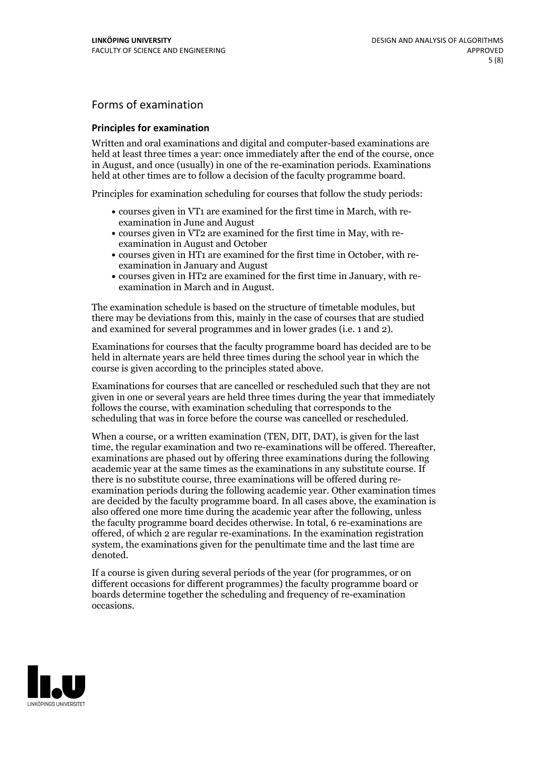## Forms of examination

### Principles for examination

Written and oral examinations and digital and computer-based examinations are held at least three times a year: once immediately after the end of the course, once in August, and once (usually) in one of the re-examination periods. Examinations held at other times are to follow a decision of the faculty programme board.

Principles for examination scheduling for courses that follow the study periods:

- courses given in VT1 are examined for the first time in March, with re-examination in June and August
- courses given in VT2 are examined for the first time in May, with re-examination in August and October
- courses given in HT1 are examined for the first time in October, with re-examination in January and August
- courses given in HT2 are examined for the first time in January, with re-examination in March and in August.

The examination schedule is based on the structure of timetable modules, but there may be deviations from this, mainly in the case of courses that are studied and examined for several programmes and in lower grades (i.e. 1 and 2).

Examinations for courses that the faculty programme board has decided are to be held in alternate years are held three times during the school year in which the course is given according to the principles stated above.

Examinations for courses that are cancelled or rescheduled such that they are not given in one or several years are held three times during the year that immediately follows the course, with examination scheduling that corresponds to the scheduling that was in force before the course was cancelled or rescheduled.

When a course, or a written examination (TEN, DIT, DAT), is given for the last time, the regular examination and two re-examinations will be offered. Thereafter, examinations are phased out by offering three examinations during the following academic year at the same times as the examinations in any substitute course. If there is no substitute course, three examinations will be offered during re-examination periods during the following academic year. Other examination times are decided by the faculty programme board. In all cases above, the examination is also offered one more time during the academic year after the following, unless the faculty programme board decides otherwise. In total, 6 re-examinations are offered, of which 2 are regular re-examinations. In the examination registration system, the examinations given for the penultimate time and the last time are denoted.

If a course is given during several periods of the year (for programmes, or on different occasions for different programmes) the faculty programme board or boards determine together the scheduling and frequency of re-examination occasions.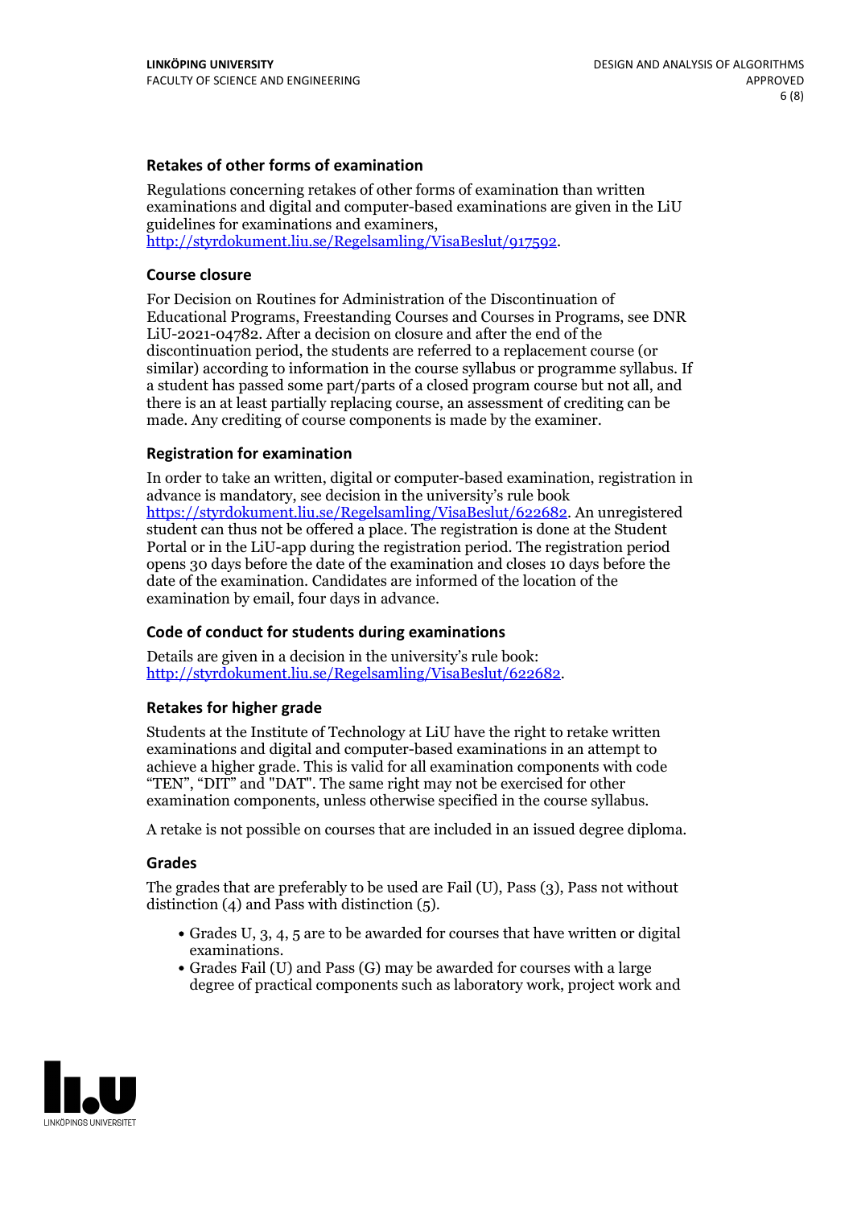### Retakes of other forms of examination

Regulations concerning retakes of other forms of examination than written examinations and digital and computer-based examinations are given in the LiU guidelines for examinations and examiners, http://styrdokument.liu.se/Regelsamling/VisaBeslut/917592.

### Course closure

For Decision on Routines for Administration of the Discontinuation of Educational Programs, Freestanding Courses and Courses in Programs, see DNR LiU-2021-04782. After a decision on closure and after the end of the discontinuation period, the students are referred to a replacement course (or similar) according to information in the course syllabus or programme syllabus. If a student has passed some part/parts of a closed program course but not all, and there is an at least partially replacing course, an assessment of crediting can be made. Any crediting of course components is made by the examiner.

### Registration for examination

In order to take an written, digital or computer-based examination, registration in advance is mandatory, see decision in the university's rule book https://styrdokument.liu.se/Regelsamling/VisaBeslut/622682. An unregistered student can thus not be offered a place. The registration is done at the Student Portal or in the LiU-app during the registration period. The registration period opens 30 days before the date of the examination and closes 10 days before the date of the examination. Candidates are informed of the location of the examination by email, four days in advance.

### Code of conduct for students during examinations

Details are given in a decision in the university's rule book: http://styrdokument.liu.se/Regelsamling/VisaBeslut/622682.

### Retakes for higher grade

Students at the Institute of Technology at LiU have the right to retake written examinations and digital and computer-based examinations in an attempt to achieve a higher grade. This is valid for all examination components with code "TEN", "DIT" and "DAT". The same right may not be exercised for other examination components, unless otherwise specified in the course syllabus.

A retake is not possible on courses that are included in an issued degree diploma.

### Grades

The grades that are preferably to be used are Fail (U), Pass (3), Pass not without distinction (4) and Pass with distinction (5).

- Grades U, 3, 4, 5 are to be awarded for courses that have written or digital examinations.
- Grades Fail (U) and Pass (G) may be awarded for courses with a large degree of practical components such as laboratory work, project work and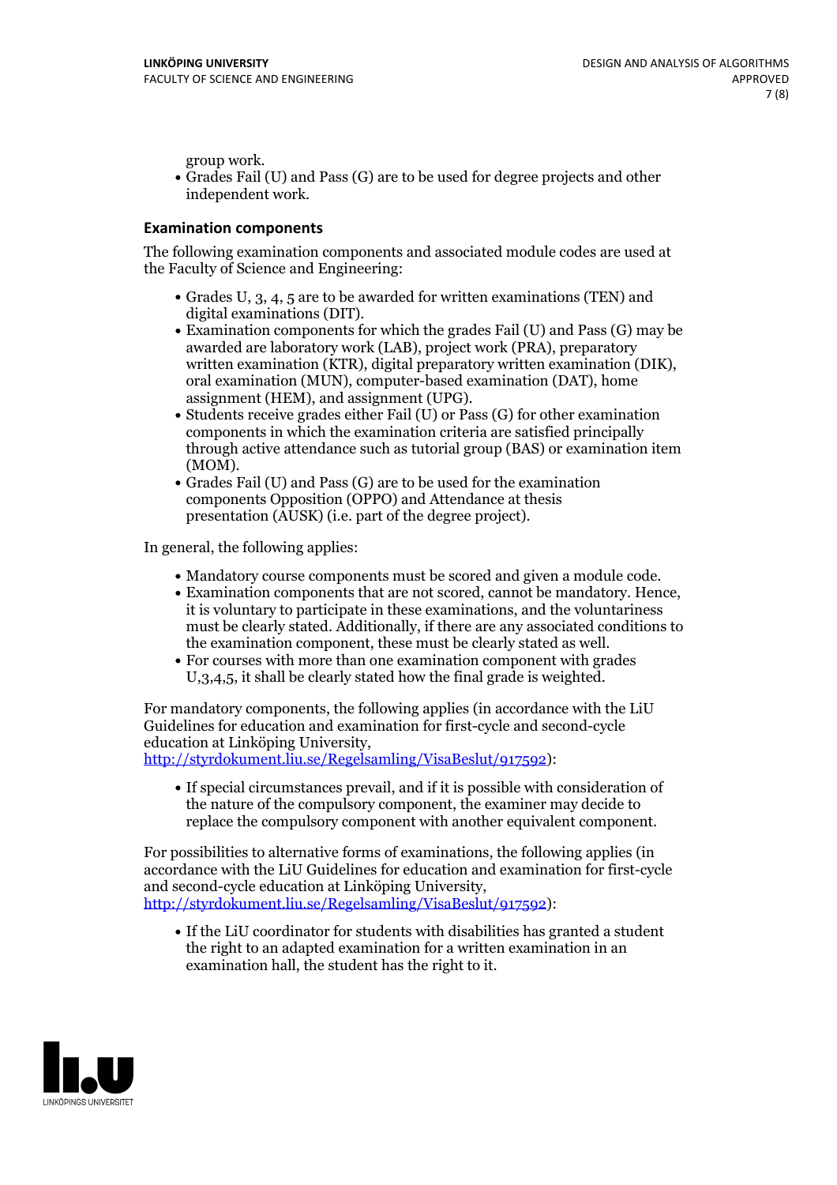group work.

- Grades Fail (U) and Pass (G) are to be used for degree projects and other independent work.

### Examination components

The following examination components and associated module codes are used at the Faculty of Science and Engineering:

- Grades U, 3, 4, 5 are to be awarded for written examinations (TEN) and digital examinations (DIT).
- Examination components for which the grades Fail (U) and Pass (G) may be awarded are laboratory work (LAB), project work (PRA), preparatory written examination (KTR), digital preparatory written examination (DIK), oral examination (MUN), computer-based examination (DAT), home assignment (HEM), and assignment (UPG).
- Students receive grades either Fail (U) or Pass (G) for other examination components in which the examination criteria are satisfied principally through active attendance such as tutorial group (BAS) or examination item (MOM).
- Grades Fail (U) and Pass (G) are to be used for the examination components Opposition (OPPO) and Attendance at thesis presentation (AUSK) (i.e. part of the degree project).

In general, the following applies:

- Mandatory course components must be scored and given a module code.
- Examination components that are not scored, cannot be mandatory. Hence, it is voluntary to participate in these examinations, and the voluntariness must be clearly stated. Additionally, if there are any associated conditions to the examination component, these must be clearly stated as well.
- For courses with more than one examination component with grades U,3,4,5, it shall be clearly stated how the final grade is weighted.

For mandatory components, the following applies (in accordance with the LiU Guidelines for education and examination for first-cycle and second-cycle education at Linköping University, http://styrdokument.liu.se/Regelsamling/VisaBeslut/917592):

- If special circumstances prevail, and if it is possible with consideration of the nature of the compulsory component, the examiner may decide to replace the compulsory component with another equivalent component.

For possibilities to alternative forms of examinations, the following applies (in accordance with the LiU Guidelines for education and examination for first-cycle and second-cycle education at Linköping University, http://styrdokument.liu.se/Regelsamling/VisaBeslut/917592):

- If the LiU coordinator for students with disabilities has granted a student the right to an adapted examination for a written examination in an examination hall, the student has the right to it.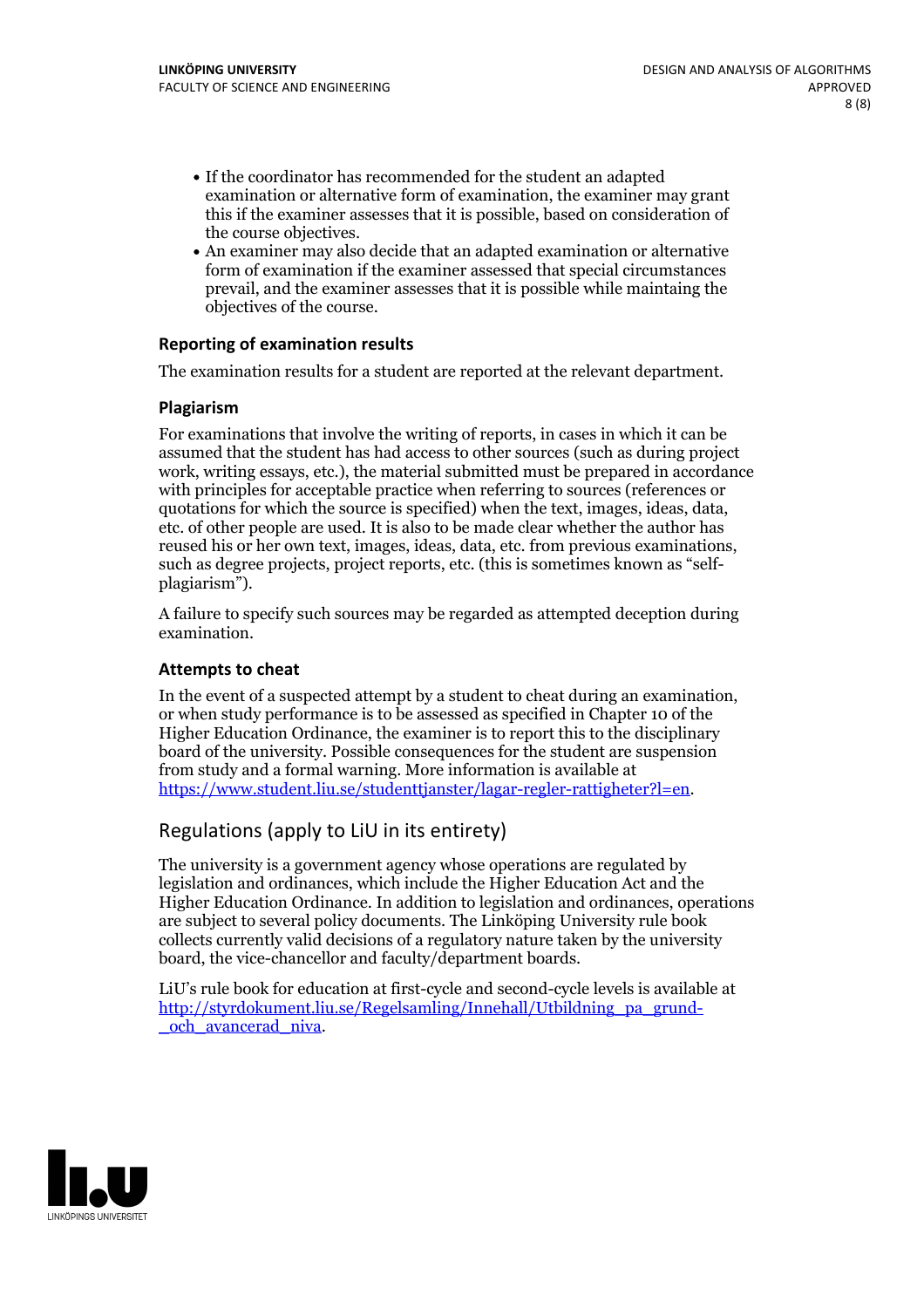- If the coordinator has recommended for the student an adapted examination or alternative form of examination, the examiner may grant this if the examiner assesses that it is possible, based on consideration of the course objectives.
- An examiner may also decide that an adapted examination or alternative form of examination if the examiner assessed that special circumstances prevail, and the examiner assesses that it is possible while maintaing the objectives of the course.

### Reporting of examination results

The examination results for a student are reported at the relevant department.

### Plagiarism

For examinations that involve the writing of reports, in cases in which it can be assumed that the student has had access to other sources (such as during project work, writing essays, etc.), the material submitted must be prepared in accordance with principles for acceptable practice when referring to sources (references or quotations for which the source is specified) when the text, images, ideas, data, etc. of other people are used. It is also to be made clear whether the author has reused his or her own text, images, ideas, data, etc. from previous examinations, such as degree projects, project reports, etc. (this is sometimes known as "self-plagiarism").

A failure to specify such sources may be regarded as attempted deception during examination.

### Attempts to cheat

In the event of a suspected attempt by a student to cheat during an examination, or when study performance is to be assessed as specified in Chapter 10 of the Higher Education Ordinance, the examiner is to report this to the disciplinary board of the university. Possible consequences for the student are suspension from study and a formal warning. More information is available at [https://www.student.liu.se/studenttjanster/lagar-regler-rattigheter?l=en](https://www.student.liu.se/studenttjanster/lagar-regler-rattigheter?l=en).

## Regulations (apply to LiU in its entirety)

The university is a government agency whose operations are regulated by legislation and ordinances, which include the Higher Education Act and the Higher Education Ordinance. In addition to legislation and ordinances, operations are subject to several policy documents. The Linköping University rule book collects currently valid decisions of a regulatory nature taken by the university board, the vice-chancellor and faculty/department boards.

LiU's rule book for education at first-cycle and second-cycle levels is available at [http://styrdokument.liu.se/Regelsamling/Innehall/Utbildning_pa_grund-_och_avancerad_niva](http://styrdokument.liu.se/Regelsamling/Innehall/Utbildning_pa_grund-_och_avancerad_niva).